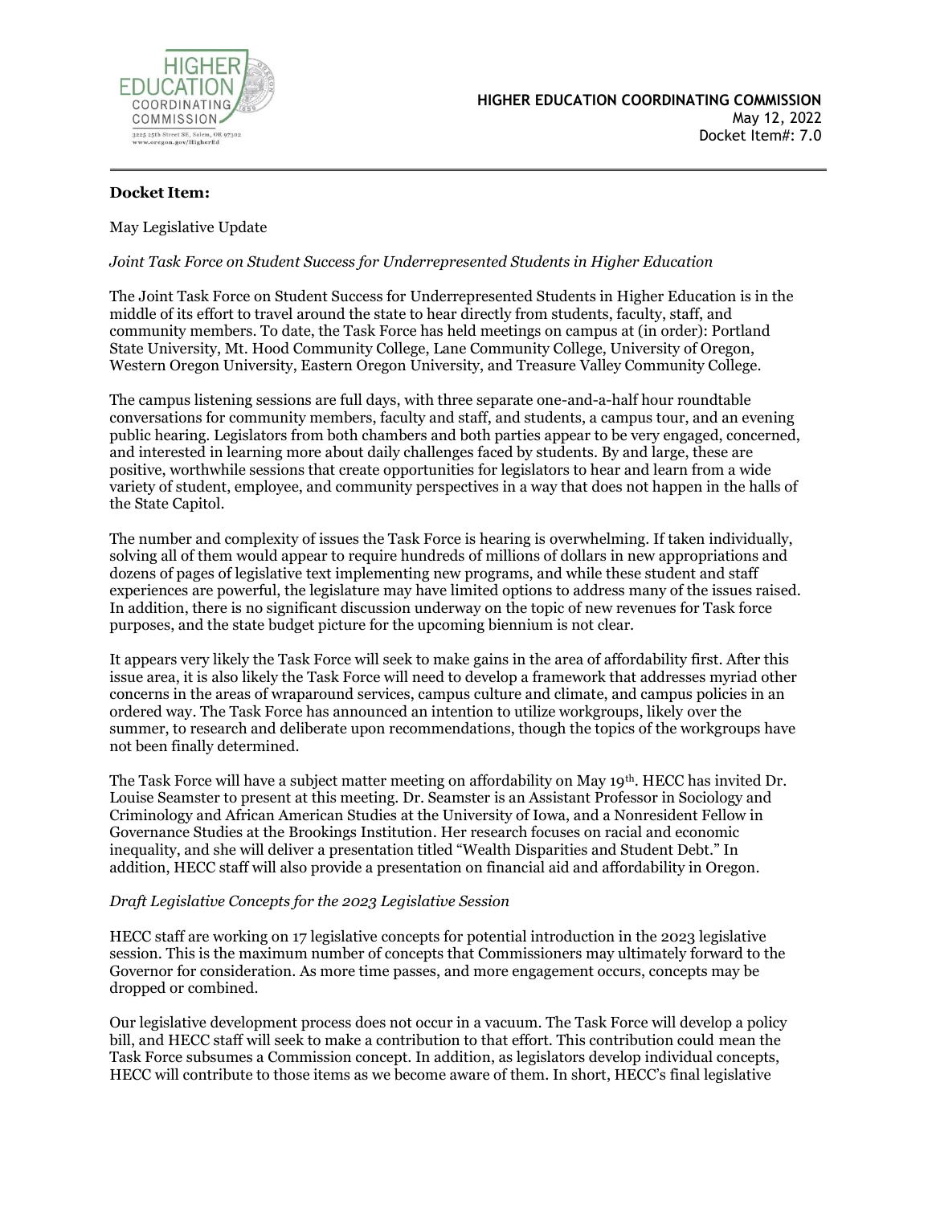**HIGHER EDUCATION COORDINATING COMMISSION**
May 12, 2022
Docket Item#: 7.0

**Docket Item:**

May Legislative Update

*Joint Task Force on Student Success for Underrepresented Students in Higher Education*

The Joint Task Force on Student Success for Underrepresented Students in Higher Education is in the middle of its effort to travel around the state to hear directly from students, faculty, staff, and community members. To date, the Task Force has held meetings on campus at (in order): Portland State University, Mt. Hood Community College, Lane Community College, University of Oregon, Western Oregon University, Eastern Oregon University, and Treasure Valley Community College.

The campus listening sessions are full days, with three separate one-and-a-half hour roundtable conversations for community members, faculty and staff, and students, a campus tour, and an evening public hearing. Legislators from both chambers and both parties appear to be very engaged, concerned, and interested in learning more about daily challenges faced by students. By and large, these are positive, worthwhile sessions that create opportunities for legislators to hear and learn from a wide variety of student, employee, and community perspectives in a way that does not happen in the halls of the State Capitol.

The number and complexity of issues the Task Force is hearing is overwhelming. If taken individually, solving all of them would appear to require hundreds of millions of dollars in new appropriations and dozens of pages of legislative text implementing new programs, and while these student and staff experiences are powerful, the legislature may have limited options to address many of the issues raised. In addition, there is no significant discussion underway on the topic of new revenues for Task force purposes, and the state budget picture for the upcoming biennium is not clear.

It appears very likely the Task Force will seek to make gains in the area of affordability first. After this issue area, it is also likely the Task Force will need to develop a framework that addresses myriad other concerns in the areas of wraparound services, campus culture and climate, and campus policies in an ordered way. The Task Force has announced an intention to utilize workgroups, likely over the summer, to research and deliberate upon recommendations, though the topics of the workgroups have not been finally determined.

The Task Force will have a subject matter meeting on affordability on May 19th. HECC has invited Dr. Louise Seamster to present at this meeting. Dr. Seamster is an Assistant Professor in Sociology and Criminology and African American Studies at the University of Iowa, and a Nonresident Fellow in Governance Studies at the Brookings Institution. Her research focuses on racial and economic inequality, and she will deliver a presentation titled "Wealth Disparities and Student Debt." In addition, HECC staff will also provide a presentation on financial aid and affordability in Oregon.

*Draft Legislative Concepts for the 2023 Legislative Session*

HECC staff are working on 17 legislative concepts for potential introduction in the 2023 legislative session. This is the maximum number of concepts that Commissioners may ultimately forward to the Governor for consideration. As more time passes, and more engagement occurs, concepts may be dropped or combined.

Our legislative development process does not occur in a vacuum. The Task Force will develop a policy bill, and HECC staff will seek to make a contribution to that effort. This contribution could mean the Task Force subsumes a Commission concept. In addition, as legislators develop individual concepts, HECC will contribute to those items as we become aware of them. In short, HECC's final legislative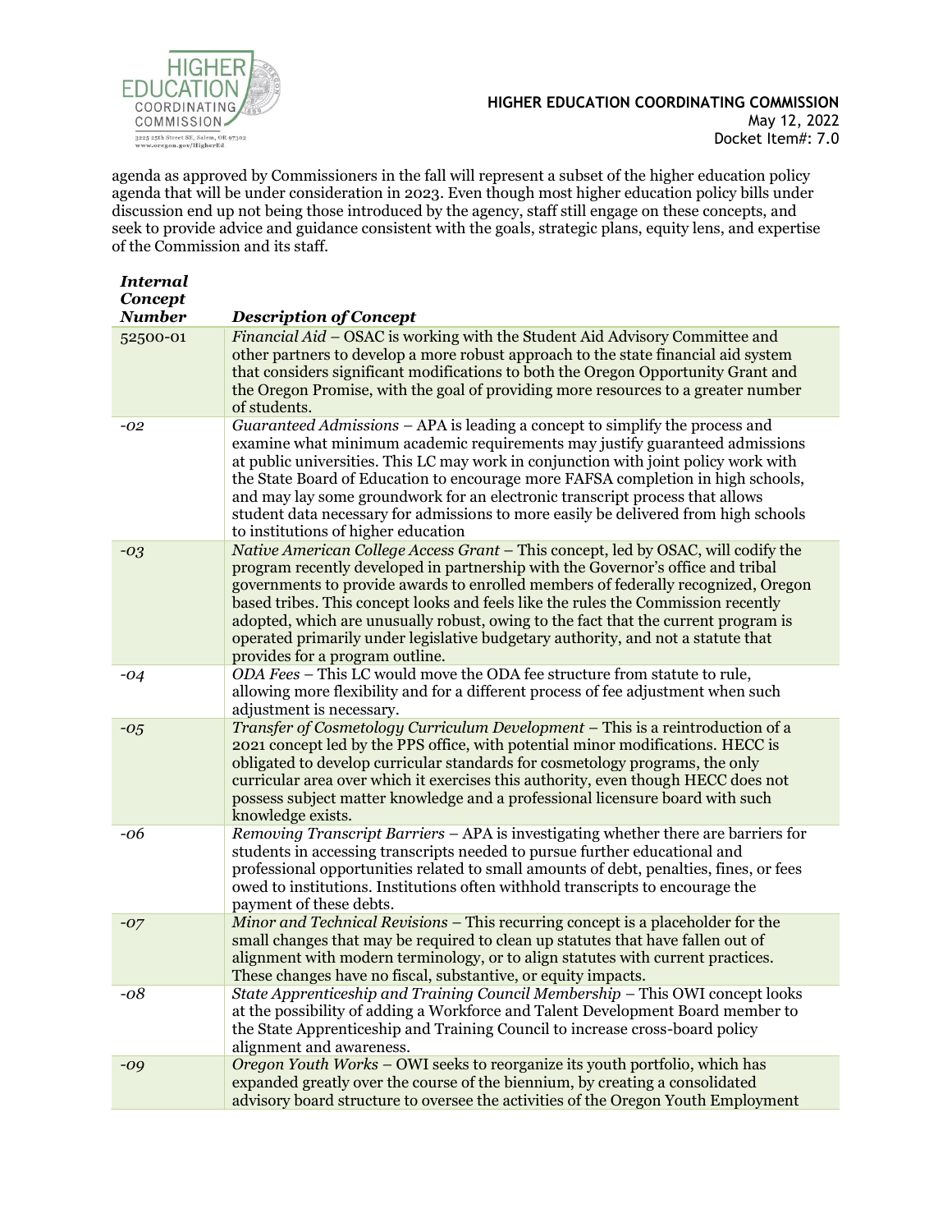agenda as approved by Commissioners in the fall will represent a subset of the higher education policy agenda that will be under consideration in 2023. Even though most higher education policy bills under discussion end up not being those introduced by the agency, staff still engage on these concepts, and seek to provide advice and guidance consistent with the goals, strategic plans, equity lens, and expertise of the Commission and its staff.

| ***Internal Concept Number*** | ***Description of Concept*** |
|---|---|
| 52500-01 | *Financial Aid* – OSAC is working with the Student Aid Advisory Committee and other partners to develop a more robust approach to the state financial aid system that considers significant modifications to both the Oregon Opportunity Grant and the Oregon Promise, with the goal of providing more resources to a greater number of students. |
| *-02* | *Guaranteed Admissions* – APA is leading a concept to simplify the process and examine what minimum academic requirements may justify guaranteed admissions at public universities. This LC may work in conjunction with joint policy work with the State Board of Education to encourage more FAFSA completion in high schools, and may lay some groundwork for an electronic transcript process that allows student data necessary for admissions to more easily be delivered from high schools to institutions of higher education |
| *-03* | *Native American College Access Grant* – This concept, led by OSAC, will codify the program recently developed in partnership with the Governor's office and tribal governments to provide awards to enrolled members of federally recognized, Oregon based tribes. This concept looks and feels like the rules the Commission recently adopted, which are unusually robust, owing to the fact that the current program is operated primarily under legislative budgetary authority, and not a statute that provides for a program outline. |
| *-04* | *ODA Fees* – This LC would move the ODA fee structure from statute to rule, allowing more flexibility and for a different process of fee adjustment when such adjustment is necessary. |
| *-05* | *Transfer of Cosmetology Curriculum Development* – This is a reintroduction of a 2021 concept led by the PPS office, with potential minor modifications. HECC is obligated to develop curricular standards for cosmetology programs, the only curricular area over which it exercises this authority, even though HECC does not possess subject matter knowledge and a professional licensure board with such knowledge exists. |
| *-06* | *Removing Transcript Barriers* – APA is investigating whether there are barriers for students in accessing transcripts needed to pursue further educational and professional opportunities related to small amounts of debt, penalties, fines, or fees owed to institutions. Institutions often withhold transcripts to encourage the payment of these debts. |
| *-07* | *Minor and Technical Revisions* – This recurring concept is a placeholder for the small changes that may be required to clean up statutes that have fallen out of alignment with modern terminology, or to align statutes with current practices. These changes have no fiscal, substantive, or equity impacts. |
| *-08* | *State Apprenticeship and Training Council Membership* – This OWI concept looks at the possibility of adding a Workforce and Talent Development Board member to the State Apprenticeship and Training Council to increase cross-board policy alignment and awareness. |
| *-09* | *Oregon Youth Works* – OWI seeks to reorganize its youth portfolio, which has expanded greatly over the course of the biennium, by creating a consolidated advisory board structure to oversee the activities of the Oregon Youth Employment |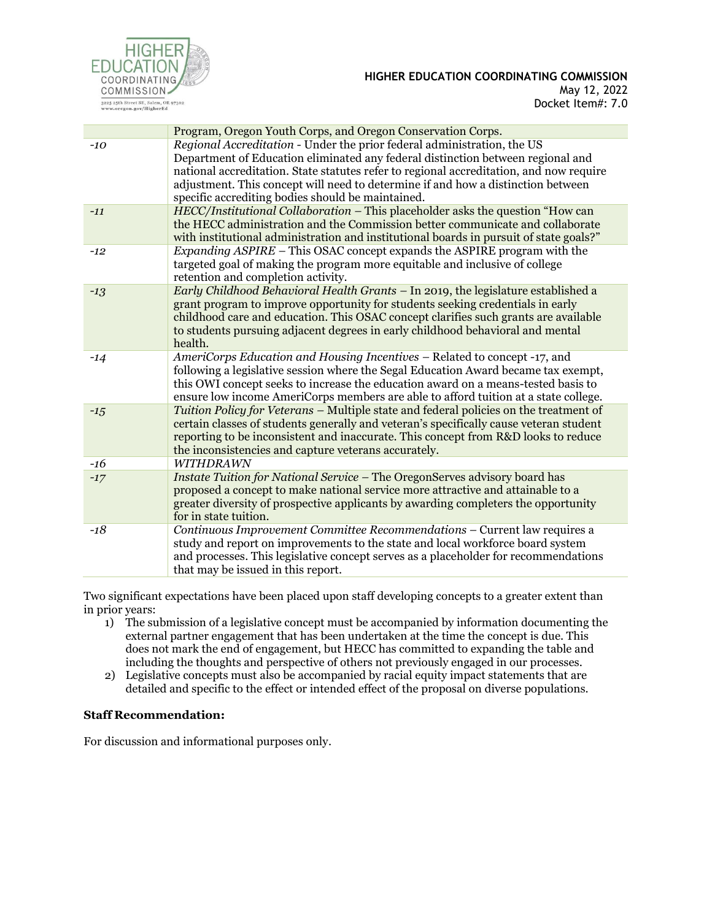| | |
|---|---|
| | Program, Oregon Youth Corps, and Oregon Conservation Corps. |
| -10 | *Regional Accreditation* - Under the prior federal administration, the US Department of Education eliminated any federal distinction between regional and national accreditation. State statutes refer to regional accreditation, and now require adjustment. This concept will need to determine if and how a distinction between specific accrediting bodies should be maintained. |
| -11 | *HECC/Institutional Collaboration* – This placeholder asks the question "How can the HECC administration and the Commission better communicate and collaborate with institutional administration and institutional boards in pursuit of state goals?" |
| -12 | *Expanding ASPIRE* – This OSAC concept expands the ASPIRE program with the targeted goal of making the program more equitable and inclusive of college retention and completion activity. |
| -13 | *Early Childhood Behavioral Health Grants* – In 2019, the legislature established a grant program to improve opportunity for students seeking credentials in early childhood care and education. This OSAC concept clarifies such grants are available to students pursuing adjacent degrees in early childhood behavioral and mental health. |
| -14 | *AmeriCorps Education and Housing Incentives* – Related to concept -17, and following a legislative session where the Segal Education Award became tax exempt, this OWI concept seeks to increase the education award on a means-tested basis to ensure low income AmeriCorps members are able to afford tuition at a state college. |
| -15 | *Tuition Policy for Veterans* – Multiple state and federal policies on the treatment of certain classes of students generally and veteran's specifically cause veteran student reporting to be inconsistent and inaccurate. This concept from R&D looks to reduce the inconsistencies and capture veterans accurately. |
| -16 | *WITHDRAWN* |
| -17 | *Instate Tuition for National Service* – The OregonServes advisory board has proposed a concept to make national service more attractive and attainable to a greater diversity of prospective applicants by awarding completers the opportunity for in state tuition. |
| -18 | *Continuous Improvement Committee Recommendations* – Current law requires a study and report on improvements to the state and local workforce board system and processes. This legislative concept serves as a placeholder for recommendations that may be issued in this report. |

Two significant expectations have been placed upon staff developing concepts to a greater extent than in prior years:

1) The submission of a legislative concept must be accompanied by information documenting the external partner engagement that has been undertaken at the time the concept is due. This does not mark the end of engagement, but HECC has committed to expanding the table and including the thoughts and perspective of others not previously engaged in our processes.
2) Legislative concepts must also be accompanied by racial equity impact statements that are detailed and specific to the effect or intended effect of the proposal on diverse populations.

**Staff Recommendation:**

For discussion and informational purposes only.